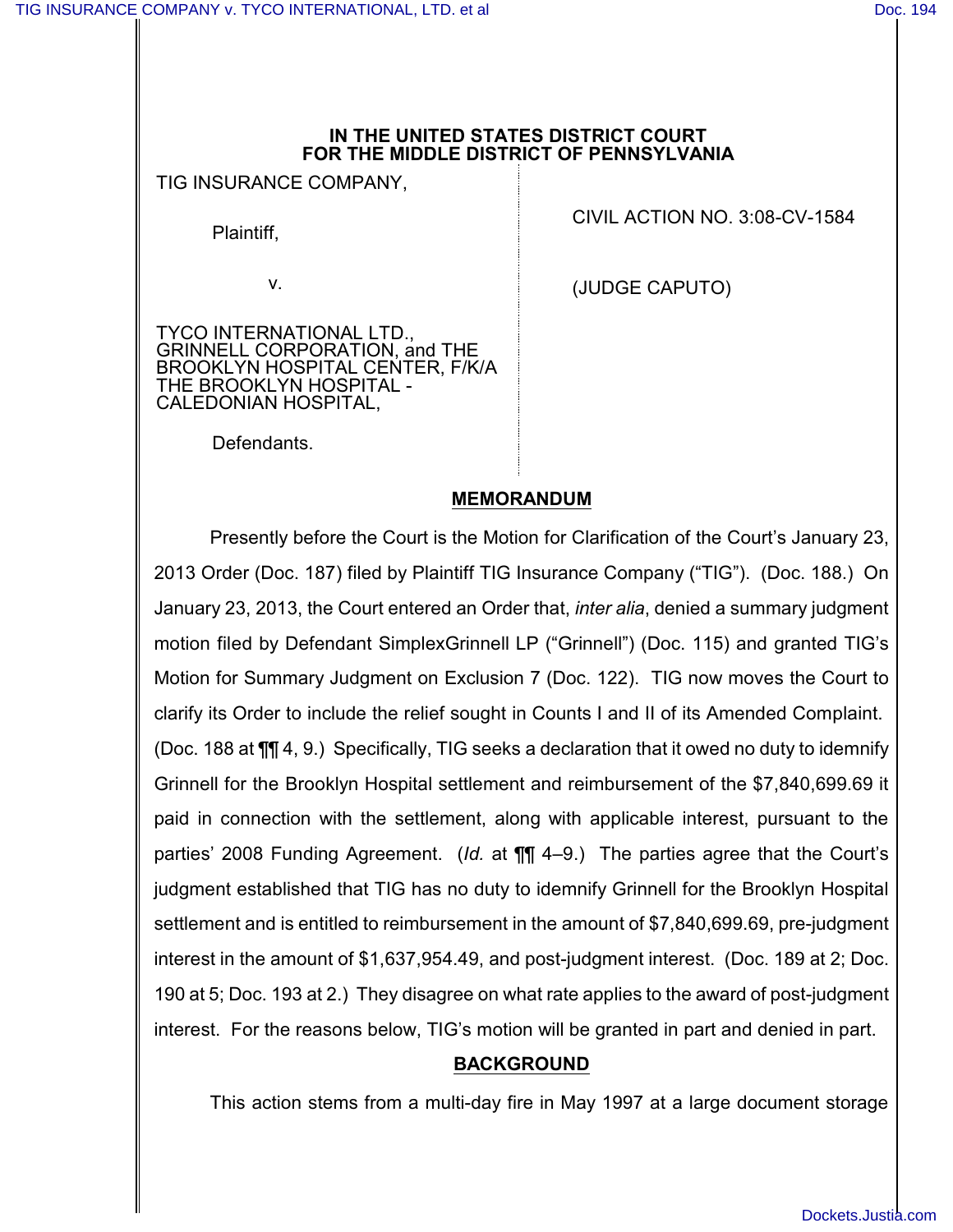IN THE UNITED STATES DISTRICT COURT
FOR THE MIDDLE DISTRICT OF PENNSYLVANIA

TIG INSURANCE COMPANY,

Plaintiff,

v.

TYCO INTERNATIONAL LTD., GRINNELL CORPORATION, and THE BROOKLYN HOSPITAL CENTER, F/K/A THE BROOKLYN HOSPITAL - CALEDONIAN HOSPITAL,

Defendants.

CIVIL ACTION NO. 3:08-CV-1584

(JUDGE CAPUTO)

## MEMORANDUM

Presently before the Court is the Motion for Clarification of the Court's January 23, 2013 Order (Doc. 187) filed by Plaintiff TIG Insurance Company ("TIG"). (Doc. 188.) On January 23, 2013, the Court entered an Order that, *inter alia*, denied a summary judgment motion filed by Defendant SimplexGrinnell LP ("Grinnell") (Doc. 115) and granted TIG's Motion for Summary Judgment on Exclusion 7 (Doc. 122). TIG now moves the Court to clarify its Order to include the relief sought in Counts I and II of its Amended Complaint. (Doc. 188 at ¶¶ 4, 9.) Specifically, TIG seeks a declaration that it owed no duty to idemnify Grinnell for the Brooklyn Hospital settlement and reimbursement of the $7,840,699.69 it paid in connection with the settlement, along with applicable interest, pursuant to the parties' 2008 Funding Agreement. (*Id.* at ¶¶ 4–9.) The parties agree that the Court's judgment established that TIG has no duty to idemnify Grinnell for the Brooklyn Hospital settlement and is entitled to reimbursement in the amount of $7,840,699.69, pre-judgment interest in the amount of $1,637,954.49, and post-judgment interest. (Doc. 189 at 2; Doc. 190 at 5; Doc. 193 at 2.) They disagree on what rate applies to the award of post-judgment interest. For the reasons below, TIG's motion will be granted in part and denied in part.

## BACKGROUND

This action stems from a multi-day fire in May 1997 at a large document storage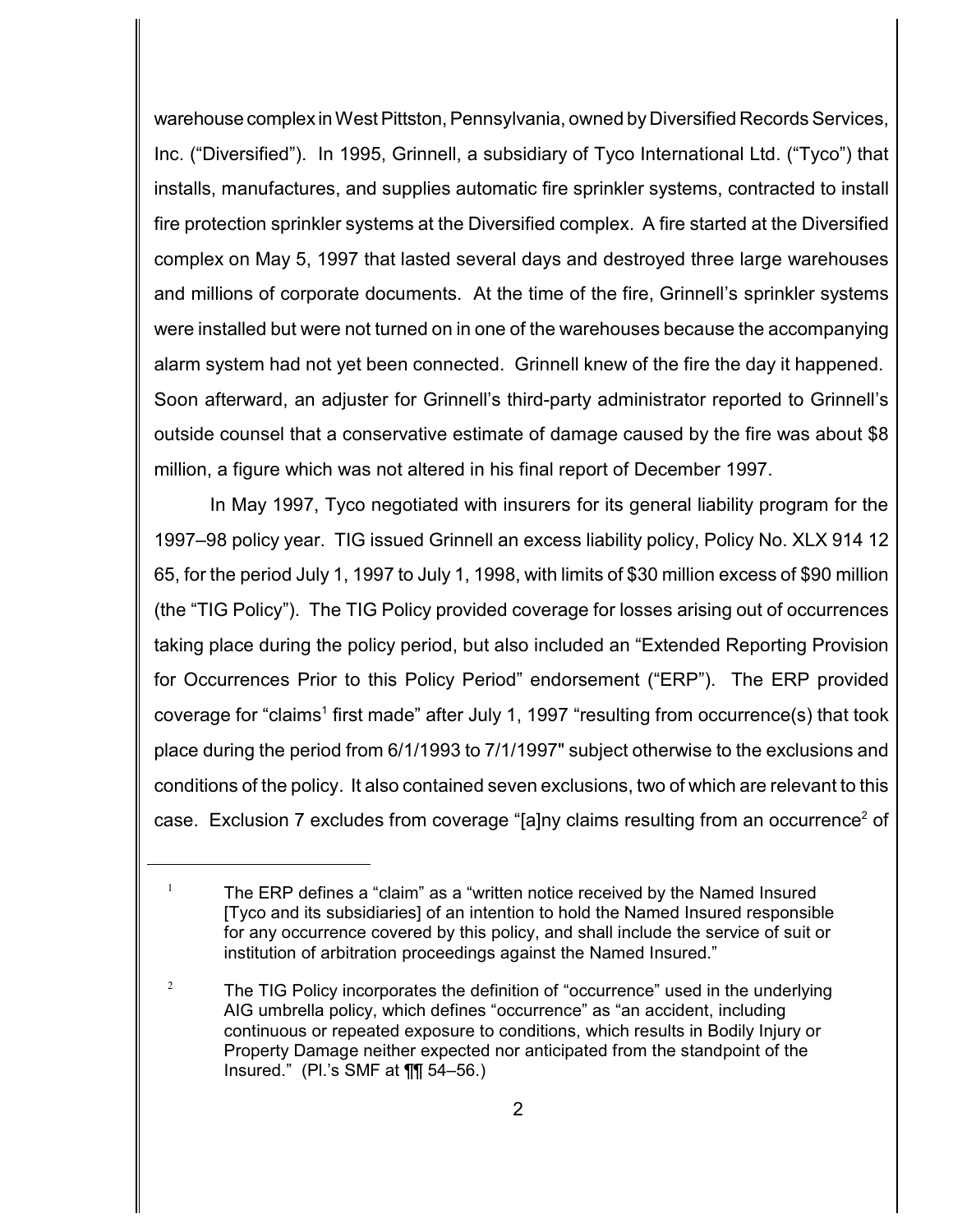warehouse complex in West Pittston, Pennsylvania, owned by Diversified Records Services, Inc. ("Diversified"). In 1995, Grinnell, a subsidiary of Tyco International Ltd. ("Tyco") that installs, manufactures, and supplies automatic fire sprinkler systems, contracted to install fire protection sprinkler systems at the Diversified complex. A fire started at the Diversified complex on May 5, 1997 that lasted several days and destroyed three large warehouses and millions of corporate documents. At the time of the fire, Grinnell's sprinkler systems were installed but were not turned on in one of the warehouses because the accompanying alarm system had not yet been connected. Grinnell knew of the fire the day it happened. Soon afterward, an adjuster for Grinnell's third-party administrator reported to Grinnell's outside counsel that a conservative estimate of damage caused by the fire was about $8 million, a figure which was not altered in his final report of December 1997.

In May 1997, Tyco negotiated with insurers for its general liability program for the 1997–98 policy year. TIG issued Grinnell an excess liability policy, Policy No. XLX 914 12 65, for the period July 1, 1997 to July 1, 1998, with limits of $30 million excess of $90 million (the "TIG Policy"). The TIG Policy provided coverage for losses arising out of occurrences taking place during the policy period, but also included an "Extended Reporting Provision for Occurrences Prior to this Policy Period" endorsement ("ERP"). The ERP provided coverage for "claims[1] first made" after July 1, 1997 "resulting from occurrence(s) that took place during the period from 6/1/1993 to 7/1/1997" subject otherwise to the exclusions and conditions of the policy. It also contained seven exclusions, two of which are relevant to this case. Exclusion 7 excludes from coverage "[a]ny claims resulting from an occurrence[2] of

[1] The ERP defines a "claim" as a "written notice received by the Named Insured [Tyco and its subsidiaries] of an intention to hold the Named Insured responsible for any occurrence covered by this policy, and shall include the service of suit or institution of arbitration proceedings against the Named Insured."

[2] The TIG Policy incorporates the definition of "occurrence" used in the underlying AIG umbrella policy, which defines "occurrence" as "an accident, including continuous or repeated exposure to conditions, which results in Bodily Injury or Property Damage neither expected nor anticipated from the standpoint of the Insured." (Pl.'s SMF at ¶¶ 54–56.)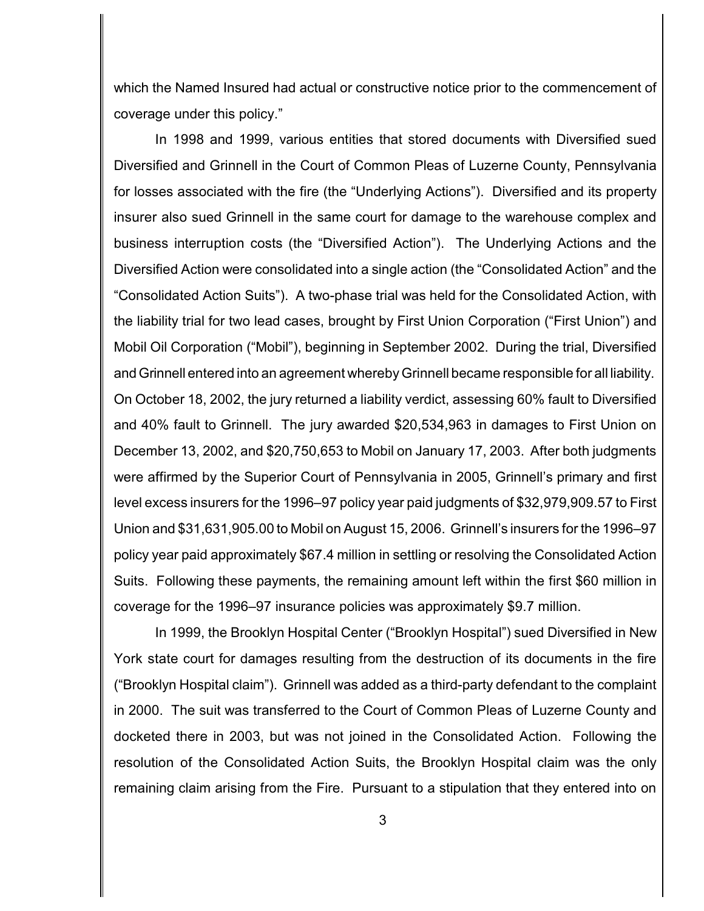which the Named Insured had actual or constructive notice prior to the commencement of coverage under this policy."

In 1998 and 1999, various entities that stored documents with Diversified sued Diversified and Grinnell in the Court of Common Pleas of Luzerne County, Pennsylvania for losses associated with the fire (the "Underlying Actions"). Diversified and its property insurer also sued Grinnell in the same court for damage to the warehouse complex and business interruption costs (the "Diversified Action"). The Underlying Actions and the Diversified Action were consolidated into a single action (the "Consolidated Action" and the "Consolidated Action Suits"). A two-phase trial was held for the Consolidated Action, with the liability trial for two lead cases, brought by First Union Corporation ("First Union") and Mobil Oil Corporation ("Mobil"), beginning in September 2002. During the trial, Diversified and Grinnell entered into an agreement whereby Grinnell became responsible for all liability. On October 18, 2002, the jury returned a liability verdict, assessing 60% fault to Diversified and 40% fault to Grinnell. The jury awarded $20,534,963 in damages to First Union on December 13, 2002, and $20,750,653 to Mobil on January 17, 2003. After both judgments were affirmed by the Superior Court of Pennsylvania in 2005, Grinnell's primary and first level excess insurers for the 1996–97 policy year paid judgments of $32,979,909.57 to First Union and $31,631,905.00 to Mobil on August 15, 2006. Grinnell's insurers for the 1996–97 policy year paid approximately $67.4 million in settling or resolving the Consolidated Action Suits. Following these payments, the remaining amount left within the first $60 million in coverage for the 1996–97 insurance policies was approximately $9.7 million.

In 1999, the Brooklyn Hospital Center ("Brooklyn Hospital") sued Diversified in New York state court for damages resulting from the destruction of its documents in the fire ("Brooklyn Hospital claim"). Grinnell was added as a third-party defendant to the complaint in 2000. The suit was transferred to the Court of Common Pleas of Luzerne County and docketed there in 2003, but was not joined in the Consolidated Action. Following the resolution of the Consolidated Action Suits, the Brooklyn Hospital claim was the only remaining claim arising from the Fire. Pursuant to a stipulation that they entered into on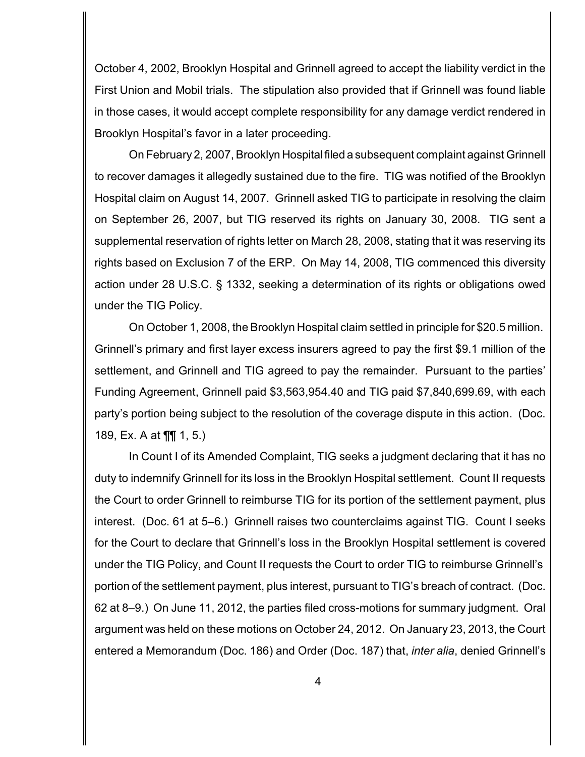October 4, 2002, Brooklyn Hospital and Grinnell agreed to accept the liability verdict in the First Union and Mobil trials. The stipulation also provided that if Grinnell was found liable in those cases, it would accept complete responsibility for any damage verdict rendered in Brooklyn Hospital's favor in a later proceeding.

On February 2, 2007, Brooklyn Hospital filed a subsequent complaint against Grinnell to recover damages it allegedly sustained due to the fire. TIG was notified of the Brooklyn Hospital claim on August 14, 2007. Grinnell asked TIG to participate in resolving the claim on September 26, 2007, but TIG reserved its rights on January 30, 2008. TIG sent a supplemental reservation of rights letter on March 28, 2008, stating that it was reserving its rights based on Exclusion 7 of the ERP. On May 14, 2008, TIG commenced this diversity action under 28 U.S.C. § 1332, seeking a determination of its rights or obligations owed under the TIG Policy.

On October 1, 2008, the Brooklyn Hospital claim settled in principle for $20.5 million. Grinnell's primary and first layer excess insurers agreed to pay the first $9.1 million of the settlement, and Grinnell and TIG agreed to pay the remainder. Pursuant to the parties' Funding Agreement, Grinnell paid $3,563,954.40 and TIG paid $7,840,699.69, with each party's portion being subject to the resolution of the coverage dispute in this action. (Doc. 189, Ex. A at ¶¶ 1, 5.)

In Count I of its Amended Complaint, TIG seeks a judgment declaring that it has no duty to indemnify Grinnell for its loss in the Brooklyn Hospital settlement. Count II requests the Court to order Grinnell to reimburse TIG for its portion of the settlement payment, plus interest. (Doc. 61 at 5–6.) Grinnell raises two counterclaims against TIG. Count I seeks for the Court to declare that Grinnell's loss in the Brooklyn Hospital settlement is covered under the TIG Policy, and Count II requests the Court to order TIG to reimburse Grinnell's portion of the settlement payment, plus interest, pursuant to TIG's breach of contract. (Doc. 62 at 8–9.) On June 11, 2012, the parties filed cross-motions for summary judgment. Oral argument was held on these motions on October 24, 2012. On January 23, 2013, the Court entered a Memorandum (Doc. 186) and Order (Doc. 187) that, *inter alia*, denied Grinnell's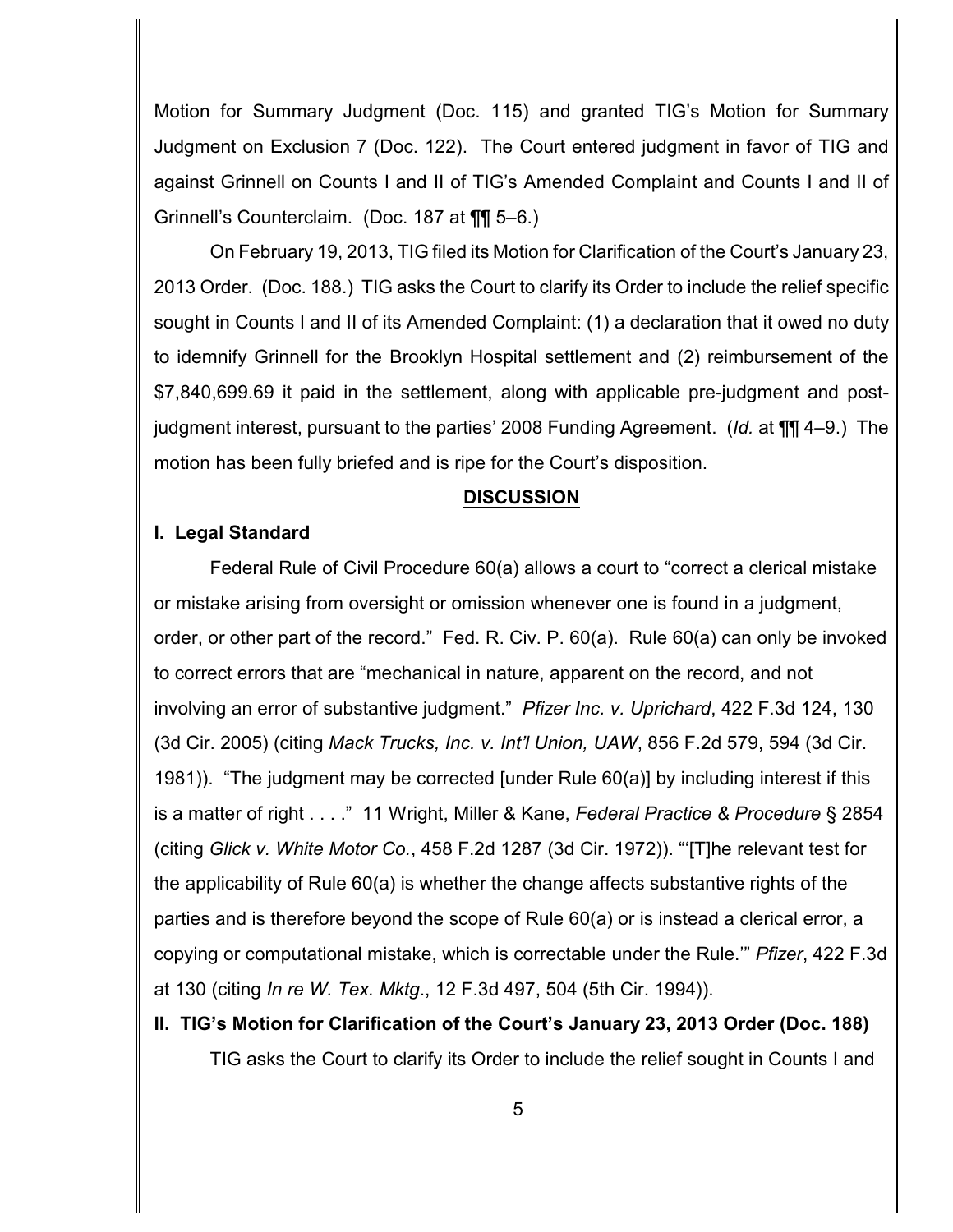Motion for Summary Judgment (Doc. 115) and granted TIG's Motion for Summary Judgment on Exclusion 7 (Doc. 122). The Court entered judgment in favor of TIG and against Grinnell on Counts I and II of TIG's Amended Complaint and Counts I and II of Grinnell's Counterclaim. (Doc. 187 at ¶¶ 5–6.)

On February 19, 2013, TIG filed its Motion for Clarification of the Court's January 23, 2013 Order. (Doc. 188.) TIG asks the Court to clarify its Order to include the relief specific sought in Counts I and II of its Amended Complaint: (1) a declaration that it owed no duty to idemnify Grinnell for the Brooklyn Hospital settlement and (2) reimbursement of the $7,840,699.69 it paid in the settlement, along with applicable pre-judgment and post-judgment interest, pursuant to the parties' 2008 Funding Agreement. (*Id.* at ¶¶ 4–9.) The motion has been fully briefed and is ripe for the Court's disposition.

## **DISCUSSION**

### **I. Legal Standard**

Federal Rule of Civil Procedure 60(a) allows a court to "correct a clerical mistake or mistake arising from oversight or omission whenever one is found in a judgment, order, or other part of the record." Fed. R. Civ. P. 60(a). Rule 60(a) can only be invoked to correct errors that are "mechanical in nature, apparent on the record, and not involving an error of substantive judgment." *Pfizer Inc. v. Uprichard*, 422 F.3d 124, 130 (3d Cir. 2005) (citing *Mack Trucks, Inc. v. Int'l Union, UAW*, 856 F.2d 579, 594 (3d Cir. 1981)). "The judgment may be corrected [under Rule 60(a)] by including interest if this is a matter of right . . . ." 11 Wright, Miller & Kane, *Federal Practice & Procedure* § 2854 (citing *Glick v. White Motor Co.*, 458 F.2d 1287 (3d Cir. 1972)). "'[T]he relevant test for the applicability of Rule 60(a) is whether the change affects substantive rights of the parties and is therefore beyond the scope of Rule 60(a) or is instead a clerical error, a copying or computational mistake, which is correctable under the Rule.'" *Pfizer*, 422 F.3d at 130 (citing *In re W. Tex. Mktg.*, 12 F.3d 497, 504 (5th Cir. 1994)).

### **II. TIG's Motion for Clarification of the Court's January 23, 2013 Order (Doc. 188)**

TIG asks the Court to clarify its Order to include the relief sought in Counts I and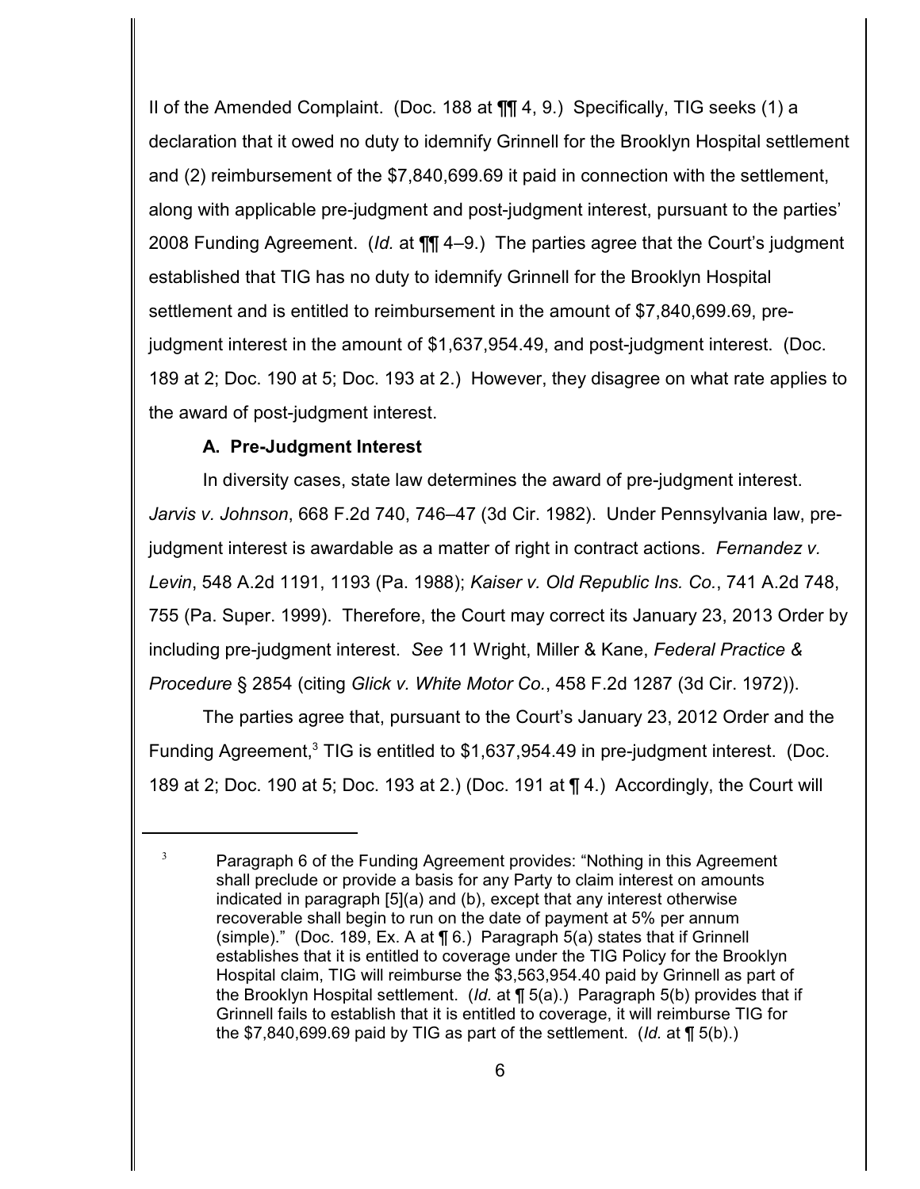II of the Amended Complaint. (Doc. 188 at ¶¶ 4, 9.) Specifically, TIG seeks (1) a declaration that it owed no duty to idemnify Grinnell for the Brooklyn Hospital settlement and (2) reimbursement of the $7,840,699.69 it paid in connection with the settlement, along with applicable pre-judgment and post-judgment interest, pursuant to the parties' 2008 Funding Agreement. (*Id.* at ¶¶ 4–9.) The parties agree that the Court's judgment established that TIG has no duty to idemnify Grinnell for the Brooklyn Hospital settlement and is entitled to reimbursement in the amount of $7,840,699.69, pre-judgment interest in the amount of $1,637,954.49, and post-judgment interest. (Doc. 189 at 2; Doc. 190 at 5; Doc. 193 at 2.) However, they disagree on what rate applies to the award of post-judgment interest.

**A. Pre-Judgment Interest**

In diversity cases, state law determines the award of pre-judgment interest. *Jarvis v. Johnson*, 668 F.2d 740, 746–47 (3d Cir. 1982). Under Pennsylvania law, pre-judgment interest is awardable as a matter of right in contract actions. *Fernandez v. Levin*, 548 A.2d 1191, 1193 (Pa. 1988); *Kaiser v. Old Republic Ins. Co.*, 741 A.2d 748, 755 (Pa. Super. 1999). Therefore, the Court may correct its January 23, 2013 Order by including pre-judgment interest. *See* 11 Wright, Miller & Kane, *Federal Practice & Procedure* § 2854 (citing *Glick v. White Motor Co.*, 458 F.2d 1287 (3d Cir. 1972)).

The parties agree that, pursuant to the Court's January 23, 2012 Order and the Funding Agreement,[3] TIG is entitled to $1,637,954.49 in pre-judgment interest. (Doc. 189 at 2; Doc. 190 at 5; Doc. 193 at 2.) (Doc. 191 at ¶ 4.) Accordingly, the Court will

[3] Paragraph 6 of the Funding Agreement provides: "Nothing in this Agreement shall preclude or provide a basis for any Party to claim interest on amounts indicated in paragraph [5](a) and (b), except that any interest otherwise recoverable shall begin to run on the date of payment at 5% per annum (simple)." (Doc. 189, Ex. A at ¶ 6.) Paragraph 5(a) states that if Grinnell establishes that it is entitled to coverage under the TIG Policy for the Brooklyn Hospital claim, TIG will reimburse the $3,563,954.40 paid by Grinnell as part of the Brooklyn Hospital settlement. (*Id.* at ¶ 5(a).) Paragraph 5(b) provides that if Grinnell fails to establish that it is entitled to coverage, it will reimburse TIG for the $7,840,699.69 paid by TIG as part of the settlement. (*Id.* at ¶ 5(b).)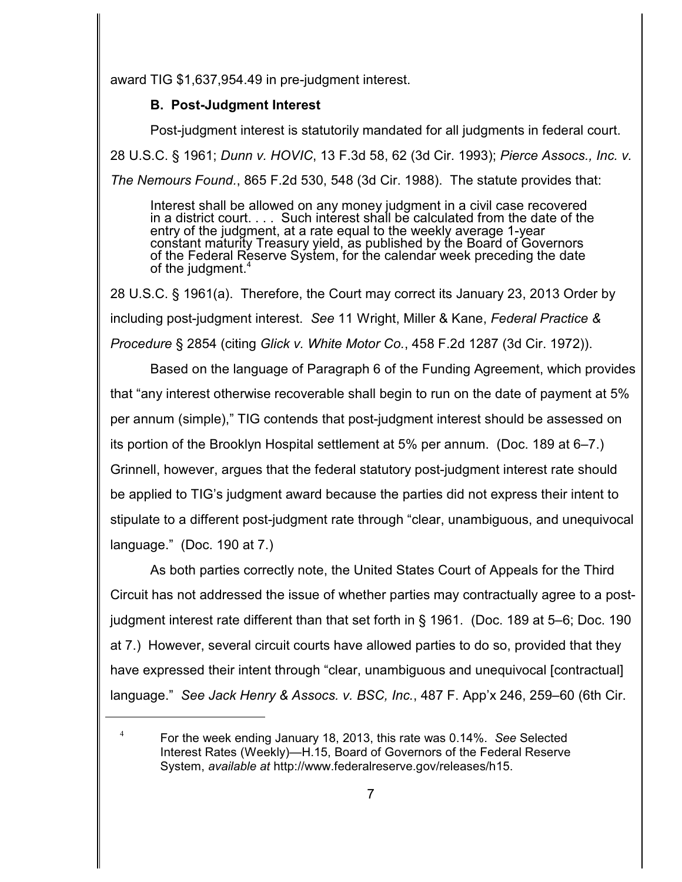award TIG $1,637,954.49 in pre-judgment interest.

### B. Post-Judgment Interest

Post-judgment interest is statutorily mandated for all judgments in federal court. 28 U.S.C. § 1961; *Dunn v. HOVIC*, 13 F.3d 58, 62 (3d Cir. 1993); *Pierce Assocs., Inc. v. The Nemours Found.*, 865 F.2d 530, 548 (3d Cir. 1988). The statute provides that:

> Interest shall be allowed on any money judgment in a civil case recovered in a district court. . . . Such interest shall be calculated from the date of the entry of the judgment, at a rate equal to the weekly average 1-year constant maturity Treasury yield, as published by the Board of Governors of the Federal Reserve System, for the calendar week preceding the date of the judgment.[4]

28 U.S.C. § 1961(a). Therefore, the Court may correct its January 23, 2013 Order by including post-judgment interest. *See* 11 Wright, Miller & Kane, *Federal Practice & Procedure* § 2854 (citing *Glick v. White Motor Co.*, 458 F.2d 1287 (3d Cir. 1972)).

Based on the language of Paragraph 6 of the Funding Agreement, which provides that "any interest otherwise recoverable shall begin to run on the date of payment at 5% per annum (simple)," TIG contends that post-judgment interest should be assessed on its portion of the Brooklyn Hospital settlement at 5% per annum. (Doc. 189 at 6–7.) Grinnell, however, argues that the federal statutory post-judgment interest rate should be applied to TIG's judgment award because the parties did not express their intent to stipulate to a different post-judgment rate through "clear, unambiguous, and unequivocal language." (Doc. 190 at 7.)

As both parties correctly note, the United States Court of Appeals for the Third Circuit has not addressed the issue of whether parties may contractually agree to a post-judgment interest rate different than that set forth in § 1961. (Doc. 189 at 5–6; Doc. 190 at 7.) However, several circuit courts have allowed parties to do so, provided that they have expressed their intent through "clear, unambiguous and unequivocal [contractual] language." *See Jack Henry & Assocs. v. BSC, Inc.*, 487 F. App'x 246, 259–60 (6th Cir.

---

[4] For the week ending January 18, 2013, this rate was 0.14%. *See* Selected Interest Rates (Weekly)—H.15, Board of Governors of the Federal Reserve System, *available at* http://www.federalreserve.gov/releases/h15.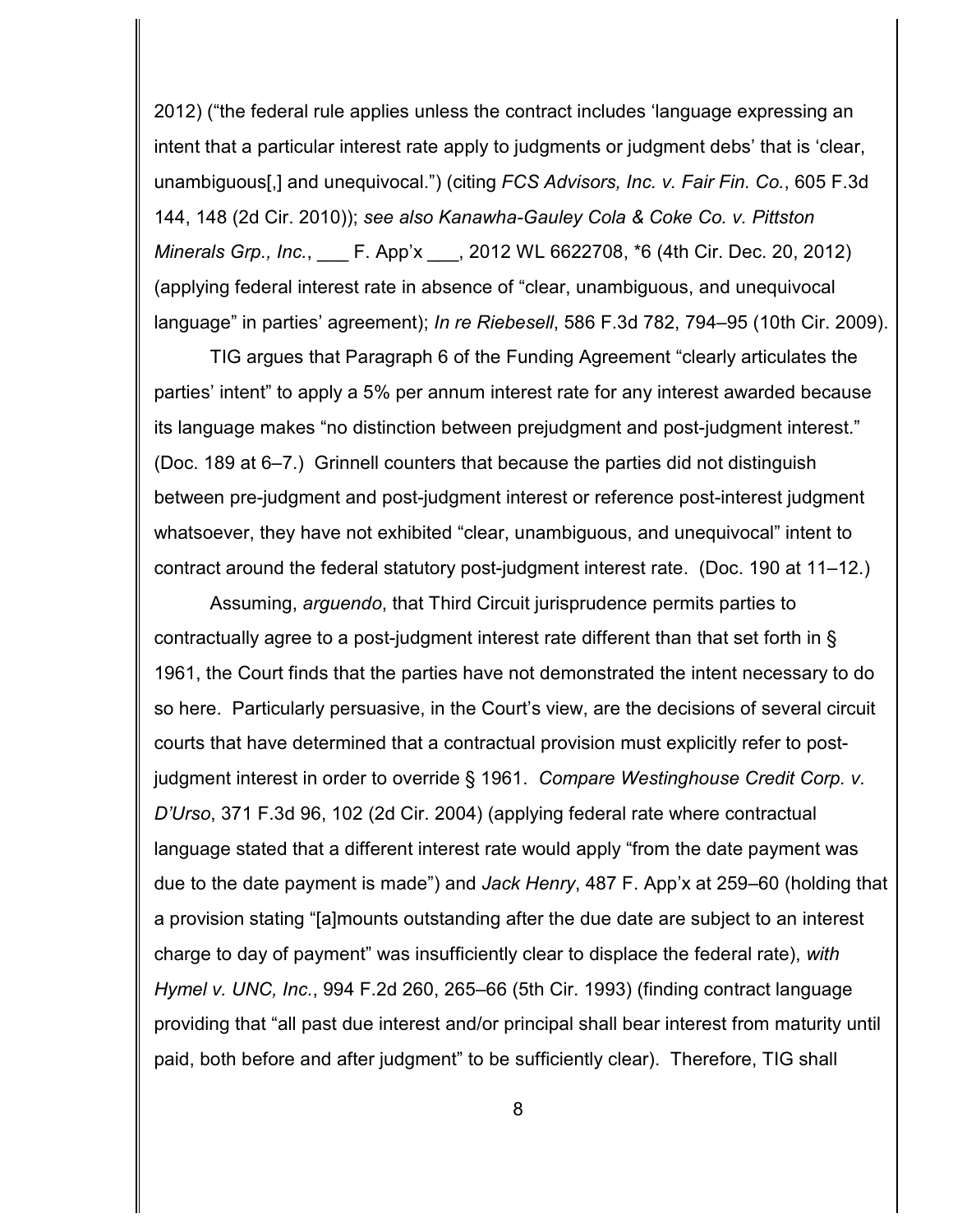2012) ("the federal rule applies unless the contract includes 'language expressing an intent that a particular interest rate apply to judgments or judgment debs' that is 'clear, unambiguous[,] and unequivocal.") (citing *FCS Advisors, Inc. v. Fair Fin. Co.*, 605 F.3d 144, 148 (2d Cir. 2010)); *see also Kanawha-Gauley Cola & Coke Co. v. Pittston Minerals Grp., Inc.*, ___ F. App'x ___, 2012 WL 6622708, *6 (4th Cir. Dec. 20, 2012) (applying federal interest rate in absence of "clear, unambiguous, and unequivocal language" in parties' agreement); *In re Riebesell*, 586 F.3d 782, 794–95 (10th Cir. 2009).

TIG argues that Paragraph 6 of the Funding Agreement "clearly articulates the parties' intent" to apply a 5% per annum interest rate for any interest awarded because its language makes "no distinction between prejudgment and post-judgment interest." (Doc. 189 at 6–7.) Grinnell counters that because the parties did not distinguish between pre-judgment and post-judgment interest or reference post-interest judgment whatsoever, they have not exhibited "clear, unambiguous, and unequivocal" intent to contract around the federal statutory post-judgment interest rate. (Doc. 190 at 11–12.)

Assuming, *arguendo*, that Third Circuit jurisprudence permits parties to contractually agree to a post-judgment interest rate different than that set forth in § 1961, the Court finds that the parties have not demonstrated the intent necessary to do so here. Particularly persuasive, in the Court's view, are the decisions of several circuit courts that have determined that a contractual provision must explicitly refer to post-judgment interest in order to override § 1961. *Compare Westinghouse Credit Corp. v. D'Urso*, 371 F.3d 96, 102 (2d Cir. 2004) (applying federal rate where contractual language stated that a different interest rate would apply "from the date payment was due to the date payment is made") and *Jack Henry*, 487 F. App'x at 259–60 (holding that a provision stating "[a]mounts outstanding after the due date are subject to an interest charge to day of payment" was insufficiently clear to displace the federal rate), *with Hymel v. UNC, Inc.*, 994 F.2d 260, 265–66 (5th Cir. 1993) (finding contract language providing that "all past due interest and/or principal shall bear interest from maturity until paid, both before and after judgment" to be sufficiently clear). Therefore, TIG shall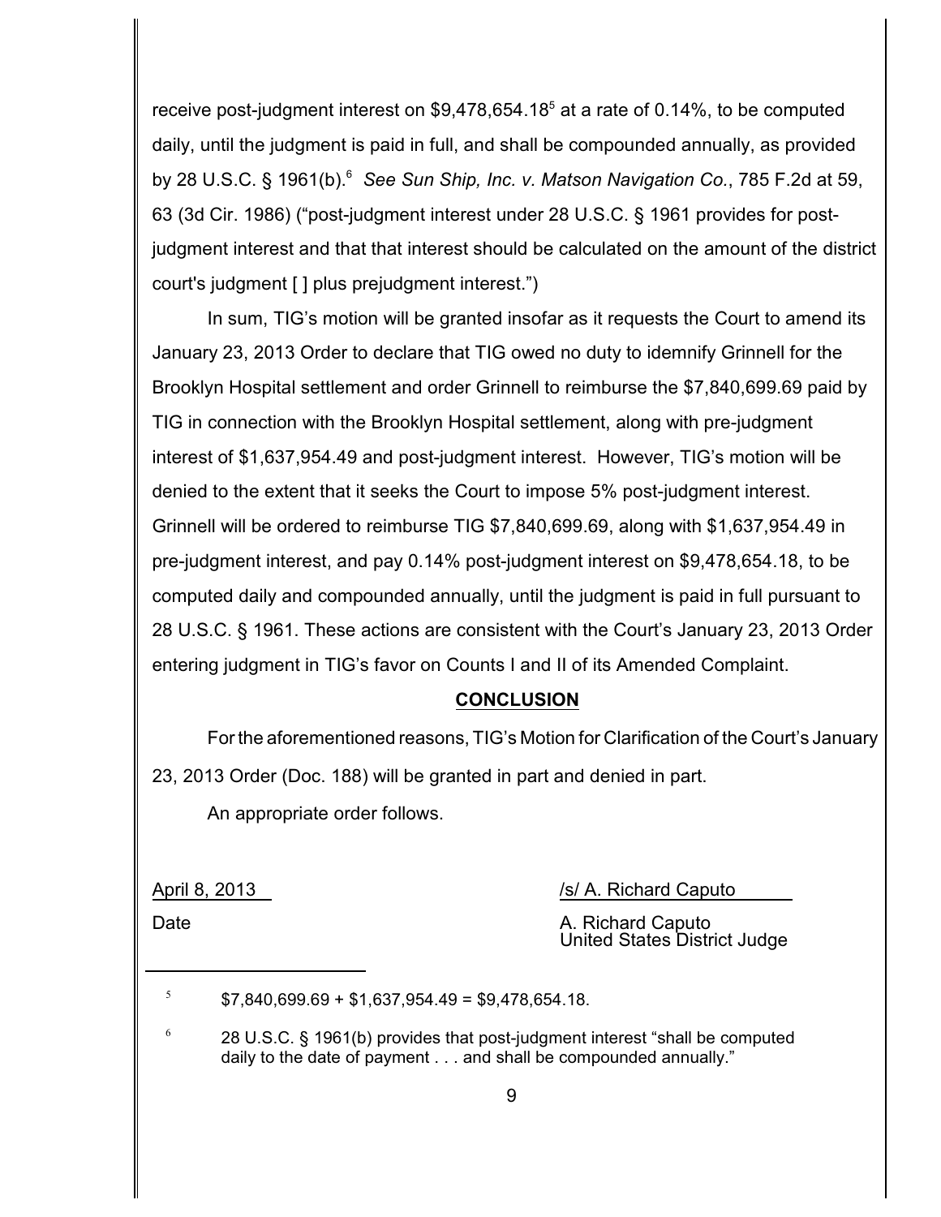receive post-judgment interest on $9,478,654.18[5] at a rate of 0.14%, to be computed daily, until the judgment is paid in full, and shall be compounded annually, as provided by 28 U.S.C. § 1961(b).[6] *See Sun Ship, Inc. v. Matson Navigation Co.*, 785 F.2d at 59, 63 (3d Cir. 1986) ("post-judgment interest under 28 U.S.C. § 1961 provides for post-judgment interest and that that interest should be calculated on the amount of the district court's judgment [ ] plus prejudgment interest.")

In sum, TIG's motion will be granted insofar as it requests the Court to amend its January 23, 2013 Order to declare that TIG owed no duty to idemnify Grinnell for the Brooklyn Hospital settlement and order Grinnell to reimburse the $7,840,699.69 paid by TIG in connection with the Brooklyn Hospital settlement, along with pre-judgment interest of $1,637,954.49 and post-judgment interest. However, TIG's motion will be denied to the extent that it seeks the Court to impose 5% post-judgment interest. Grinnell will be ordered to reimburse TIG $7,840,699.69, along with $1,637,954.49 in pre-judgment interest, and pay 0.14% post-judgment interest on $9,478,654.18, to be computed daily and compounded annually, until the judgment is paid in full pursuant to 28 U.S.C. § 1961. These actions are consistent with the Court's January 23, 2013 Order entering judgment in TIG's favor on Counts I and II of its Amended Complaint.

## CONCLUSION

For the aforementioned reasons, TIG's Motion for Clarification of the Court's January 23, 2013 Order (Doc. 188) will be granted in part and denied in part.

An appropriate order follows.

April 8, 2013
Date

/s/ A. Richard Caputo
A. Richard Caputo
United States District Judge

---

[5] $7,840,699.69 + $1,637,954.49 = $9,478,654.18.

[6] 28 U.S.C. § 1961(b) provides that post-judgment interest "shall be computed daily to the date of payment . . . and shall be compounded annually."